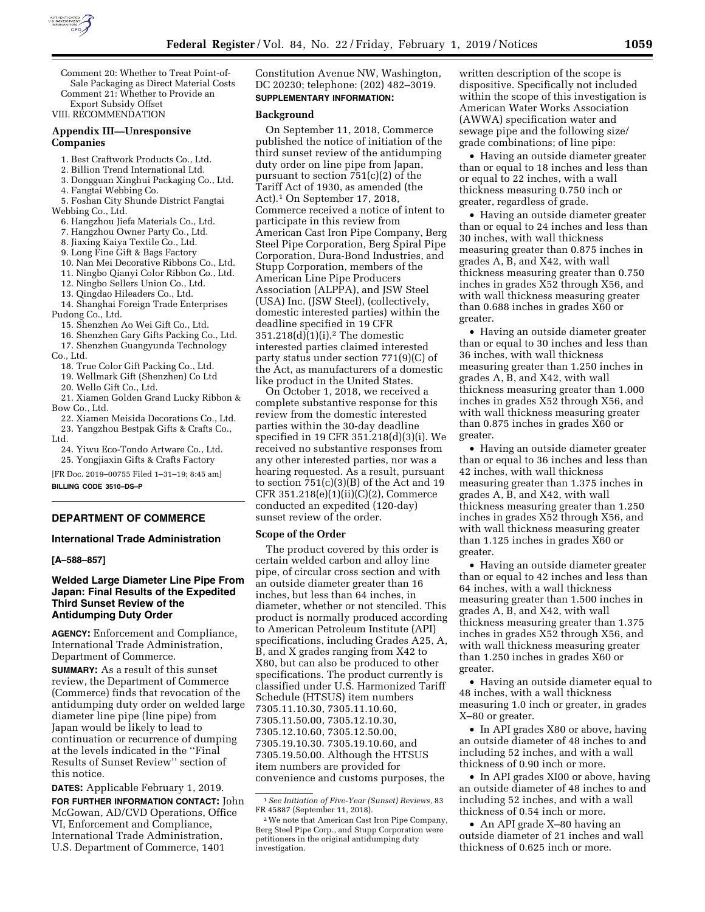Comment 20: Whether to Treat Point-of-Sale Packaging as Direct Material Costs

Comment 21: Whether to Provide an Export Subsidy Offset

VIII. RECOMMENDATION

## Appendix III—Unresponsive Companies

1. Best Craftwork Products Co., Ltd.
2. Billion Trend International Ltd.
3. Dongguan Xinghui Packaging Co., Ltd.
4. Fangtai Webbing Co.
5. Foshan City Shunde District Fangtai Webbing Co., Ltd.
6. Hangzhou Jiefa Materials Co., Ltd.
7. Hangzhou Owner Party Co., Ltd.
8. Jiaxing Kaiya Textile Co., Ltd.
9. Long Fine Gift & Bags Factory
10. Nan Mei Decorative Ribbons Co., Ltd.
11. Ningbo Qianyi Color Ribbon Co., Ltd.
12. Ningbo Sellers Union Co., Ltd.
13. Qingdao Hileaders Co., Ltd.
14. Shanghai Foreign Trade Enterprises Pudong Co., Ltd.
15. Shenzhen Ao Wei Gift Co., Ltd.
16. Shenzhen Gary Gifts Packing Co., Ltd.
17. Shenzhen Guangyunda Technology Co., Ltd.
18. True Color Gift Packing Co., Ltd.
19. Wellmark Gift (Shenzhen) Co Ltd
20. Wello Gift Co., Ltd.
21. Xiamen Golden Grand Lucky Ribbon & Bow Co., Ltd.
22. Xiamen Meisida Decorations Co., Ltd.
23. Yangzhou Bestpak Gifts & Crafts Co., Ltd.
24. Yiwu Eco-Tondo Artware Co., Ltd.
25. Yongjiaxin Gifts & Crafts Factory

[FR Doc. 2019–00755 Filed 1–31–19; 8:45 am]

**BILLING CODE 3510–DS–P**

---

## DEPARTMENT OF COMMERCE

### International Trade Administration

**[A–588–857]**

### Welded Large Diameter Line Pipe From Japan: Final Results of the Expedited Third Sunset Review of the Antidumping Duty Order

**AGENCY:** Enforcement and Compliance, International Trade Administration, Department of Commerce.

**SUMMARY:** As a result of this sunset review, the Department of Commerce (Commerce) finds that revocation of the antidumping duty order on welded large diameter line pipe (line pipe) from Japan would be likely to lead to continuation or recurrence of dumping at the levels indicated in the ''Final Results of Sunset Review'' section of this notice.

**DATES:** Applicable February 1, 2019.

**FOR FURTHER INFORMATION CONTACT:** John McGowan, AD/CVD Operations, Office VI, Enforcement and Compliance, International Trade Administration, U.S. Department of Commerce, 1401 Constitution Avenue NW, Washington, DC 20230; telephone: (202) 482–3019.

**SUPPLEMENTARY INFORMATION:**

#### Background

On September 11, 2018, Commerce published the notice of initiation of the third sunset review of the antidumping duty order on line pipe from Japan, pursuant to section 751(c)(2) of the Tariff Act of 1930, as amended (the Act).[1] On September 17, 2018, Commerce received a notice of intent to participate in this review from American Cast Iron Pipe Company, Berg Steel Pipe Corporation, Berg Spiral Pipe Corporation, Dura-Bond Industries, and Stupp Corporation, members of the American Line Pipe Producers Association (ALPPA), and JSW Steel (USA) Inc. (JSW Steel), (collectively, domestic interested parties) within the deadline specified in 19 CFR 351.218(d)(1)(i).[2] The domestic interested parties claimed interested party status under section 771(9)(C) of the Act, as manufacturers of a domestic like product in the United States.

On October 1, 2018, we received a complete substantive response for this review from the domestic interested parties within the 30-day deadline specified in 19 CFR 351.218(d)(3)(i). We received no substantive responses from any other interested parties, nor was a hearing requested. As a result, pursuant to section 751(c)(3)(B) of the Act and 19 CFR 351.218(e)(1)(ii)(C)(2), Commerce conducted an expedited (120-day) sunset review of the order.

#### Scope of the Order

The product covered by this order is certain welded carbon and alloy line pipe, of circular cross section and with an outside diameter greater than 16 inches, but less than 64 inches, in diameter, whether or not stenciled. This product is normally produced according to American Petroleum Institute (API) specifications, including Grades A25, A, B, and X grades ranging from X42 to X80, but can also be produced to other specifications. The product currently is classified under U.S. Harmonized Tariff Schedule (HTSUS) item numbers 7305.11.10.30, 7305.11.10.60, 7305.11.50.00, 7305.12.10.30, 7305.12.10.60, 7305.12.50.00, 7305.19.10.30. 7305.19.10.60, and 7305.19.50.00. Although the HTSUS item numbers are provided for convenience and customs purposes, the written description of the scope is dispositive. Specifically not included within the scope of this investigation is American Water Works Association (AWWA) specification water and sewage pipe and the following size/grade combinations; of line pipe:

- Having an outside diameter greater than or equal to 18 inches and less than or equal to 22 inches, with a wall thickness measuring 0.750 inch or greater, regardless of grade.
- Having an outside diameter greater than or equal to 24 inches and less than 30 inches, with wall thickness measuring greater than 0.875 inches in grades A, B, and X42, with wall thickness measuring greater than 0.750 inches in grades X52 through X56, and with wall thickness measuring greater than 0.688 inches in grades X60 or greater.
- Having an outside diameter greater than or equal to 30 inches and less than 36 inches, with wall thickness measuring greater than 1.250 inches in grades A, B, and X42, with wall thickness measuring greater than 1.000 inches in grades X52 through X56, and with wall thickness measuring greater than 0.875 inches in grades X60 or greater.
- Having an outside diameter greater than or equal to 36 inches and less than 42 inches, with wall thickness measuring greater than 1.375 inches in grades A, B, and X42, with wall thickness measuring greater than 1.250 inches in grades X52 through X56, and with wall thickness measuring greater than 1.125 inches in grades X60 or greater.
- Having an outside diameter greater than or equal to 42 inches and less than 64 inches, with a wall thickness measuring greater than 1.500 inches in grades A, B, and X42, with wall thickness measuring greater than 1.375 inches in grades X52 through X56, and with wall thickness measuring greater than 1.250 inches in grades X60 or greater.
- Having an outside diameter equal to 48 inches, with a wall thickness measuring 1.0 inch or greater, in grades X–80 or greater.
- In API grades X80 or above, having an outside diameter of 48 inches to and including 52 inches, and with a wall thickness of 0.90 inch or more.
- In API grades XI00 or above, having an outside diameter of 48 inches to and including 52 inches, and with a wall thickness of 0.54 inch or more.
- An API grade X–80 having an outside diameter of 21 inches and wall thickness of 0.625 inch or more.

---

[1] *See Initiation of Five-Year (Sunset) Reviews,* 83 FR 45887 (September 11, 2018).

[2] We note that American Cast Iron Pipe Company, Berg Steel Pipe Corp., and Stupp Corporation were petitioners in the original antidumping duty investigation.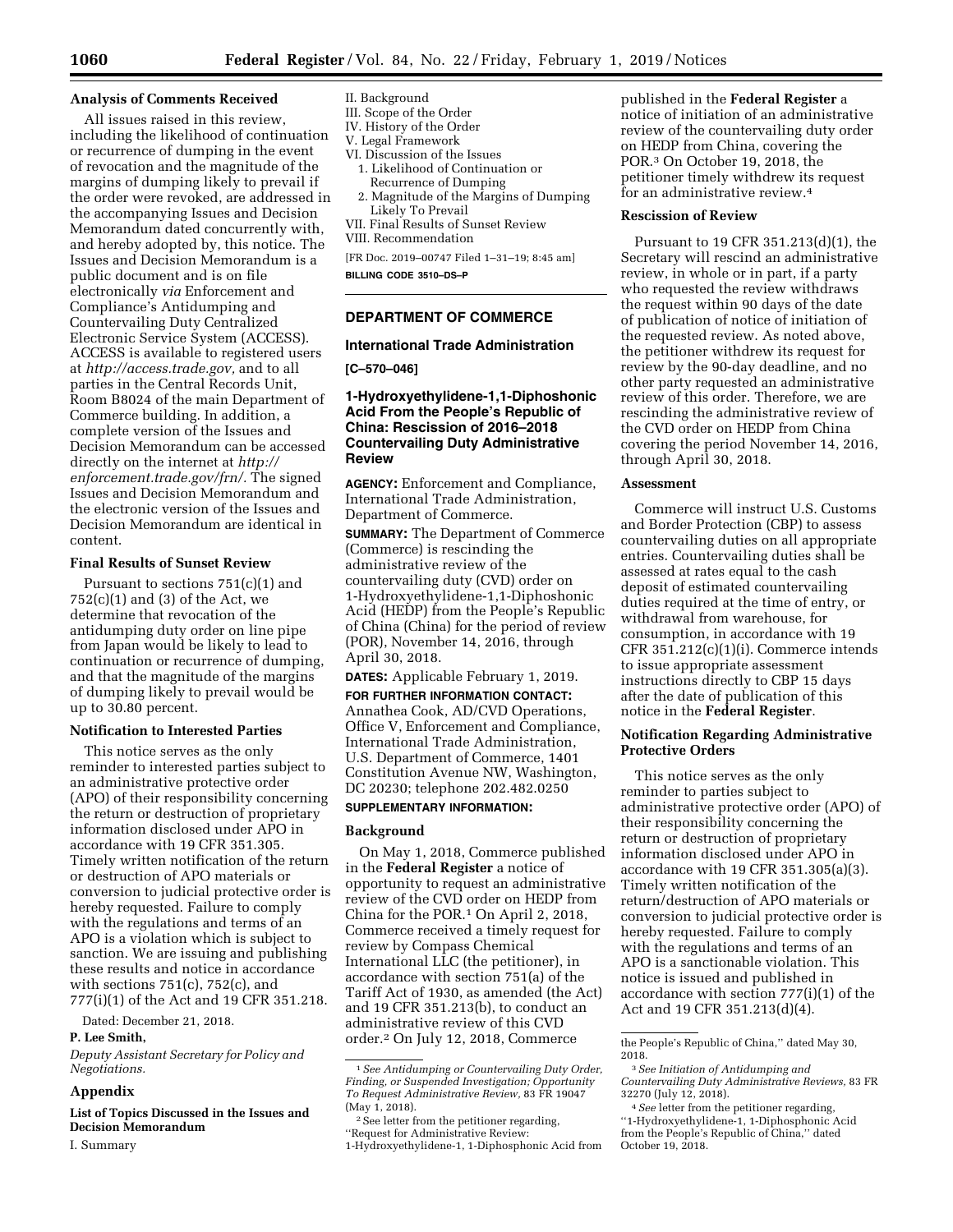### Analysis of Comments Received

All issues raised in this review, including the likelihood of continuation or recurrence of dumping in the event of revocation and the magnitude of the margins of dumping likely to prevail if the order were revoked, are addressed in the accompanying Issues and Decision Memorandum dated concurrently with, and hereby adopted by, this notice. The Issues and Decision Memorandum is a public document and is on file electronically *via* Enforcement and Compliance's Antidumping and Countervailing Duty Centralized Electronic Service System (ACCESS). ACCESS is available to registered users at *http://access.trade.gov,* and to all parties in the Central Records Unit, Room B8024 of the main Department of Commerce building. In addition, a complete version of the Issues and Decision Memorandum can be accessed directly on the internet at *http://enforcement.trade.gov/frn/.* The signed Issues and Decision Memorandum and the electronic version of the Issues and Decision Memorandum are identical in content.

### Final Results of Sunset Review

Pursuant to sections 751(c)(1) and 752(c)(1) and (3) of the Act, we determine that revocation of the antidumping duty order on line pipe from Japan would be likely to lead to continuation or recurrence of dumping, and that the magnitude of the margins of dumping likely to prevail would be up to 30.80 percent.

### Notification to Interested Parties

This notice serves as the only reminder to interested parties subject to an administrative protective order (APO) of their responsibility concerning the return or destruction of proprietary information disclosed under APO in accordance with 19 CFR 351.305. Timely written notification of the return or destruction of APO materials or conversion to judicial protective order is hereby requested. Failure to comply with the regulations and terms of an APO is a violation which is subject to sanction. We are issuing and publishing these results and notice in accordance with sections 751(c), 752(c), and 777(i)(1) of the Act and 19 CFR 351.218.

Dated: December 21, 2018.

**P. Lee Smith,**

*Deputy Assistant Secretary for Policy and Negotiations.*

## Appendix

### List of Topics Discussed in the Issues and Decision Memorandum

I. Summary
II. Background
III. Scope of the Order
IV. History of the Order
V. Legal Framework
VI. Discussion of the Issues
  1. Likelihood of Continuation or Recurrence of Dumping
  2. Magnitude of the Margins of Dumping Likely To Prevail
VII. Final Results of Sunset Review
VIII. Recommendation

[FR Doc. 2019–00747 Filed 1–31–19; 8:45 am]

**BILLING CODE 3510–DS–P**

---

## DEPARTMENT OF COMMERCE

### International Trade Administration

**[C–570–046]**

## 1-Hydroxyethylidene-1,1-Diphoshonic Acid From the People's Republic of China: Rescission of 2016–2018 Countervailing Duty Administrative Review

**AGENCY:** Enforcement and Compliance, International Trade Administration, Department of Commerce.

**SUMMARY:** The Department of Commerce (Commerce) is rescinding the administrative review of the countervailing duty (CVD) order on 1-Hydroxyethylidene-1,1-Diphoshonic Acid (HEDP) from the People's Republic of China (China) for the period of review (POR), November 14, 2016, through April 30, 2018.

**DATES:** Applicable February 1, 2019.

**FOR FURTHER INFORMATION CONTACT:** Annathea Cook, AD/CVD Operations, Office V, Enforcement and Compliance, International Trade Administration, U.S. Department of Commerce, 1401 Constitution Avenue NW, Washington, DC 20230; telephone 202.482.0250

**SUPPLEMENTARY INFORMATION:**

### Background

On May 1, 2018, Commerce published in the **Federal Register** a notice of opportunity to request an administrative review of the CVD order on HEDP from China for the POR.[1] On April 2, 2018, Commerce received a timely request for review by Compass Chemical International LLC (the petitioner), in accordance with section 751(a) of the Tariff Act of 1930, as amended (the Act) and 19 CFR 351.213(b), to conduct an administrative review of this CVD order.[2] On July 12, 2018, Commerce published in the **Federal Register** a notice of initiation of an administrative review of the countervailing duty order on HEDP from China, covering the POR.[3] On October 19, 2018, the petitioner timely withdrew its request for an administrative review.[4]

### Rescission of Review

Pursuant to 19 CFR 351.213(d)(1), the Secretary will rescind an administrative review, in whole or in part, if a party who requested the review withdraws the request within 90 days of the date of publication of notice of initiation of the requested review. As noted above, the petitioner withdrew its request for review by the 90-day deadline, and no other party requested an administrative review of this order. Therefore, we are rescinding the administrative review of the CVD order on HEDP from China covering the period November 14, 2016, through April 30, 2018.

### Assessment

Commerce will instruct U.S. Customs and Border Protection (CBP) to assess countervailing duties on all appropriate entries. Countervailing duties shall be assessed at rates equal to the cash deposit of estimated countervailing duties required at the time of entry, or withdrawal from warehouse, for consumption, in accordance with 19 CFR 351.212(c)(1)(i). Commerce intends to issue appropriate assessment instructions directly to CBP 15 days after the date of publication of this notice in the **Federal Register**.

### Notification Regarding Administrative Protective Orders

This notice serves as the only reminder to parties subject to administrative protective order (APO) of their responsibility concerning the return or destruction of proprietary information disclosed under APO in accordance with 19 CFR 351.305(a)(3). Timely written notification of the return/destruction of APO materials or conversion to judicial protective order is hereby requested. Failure to comply with the regulations and terms of an APO is a sanctionable violation. This notice is issued and published in accordance with section 777(i)(1) of the Act and 19 CFR 351.213(d)(4).

---

[1] *See Antidumping or Countervailing Duty Order, Finding, or Suspended Investigation; Opportunity To Request Administrative Review,* 83 FR 19047 (May 1, 2018).

[2] See letter from the petitioner regarding, ''Request for Administrative Review: 1-Hydroxyethylidene-1, 1-Diphosphonic Acid from the People's Republic of China,'' dated May 30, 2018.

[3] *See Initiation of Antidumping and Countervailing Duty Administrative Reviews,* 83 FR 32270 (July 12, 2018).

[4] *See* letter from the petitioner regarding, ''1-Hydroxyethylidene-1, 1-Diphosphonic Acid from the People's Republic of China,'' dated October 19, 2018.